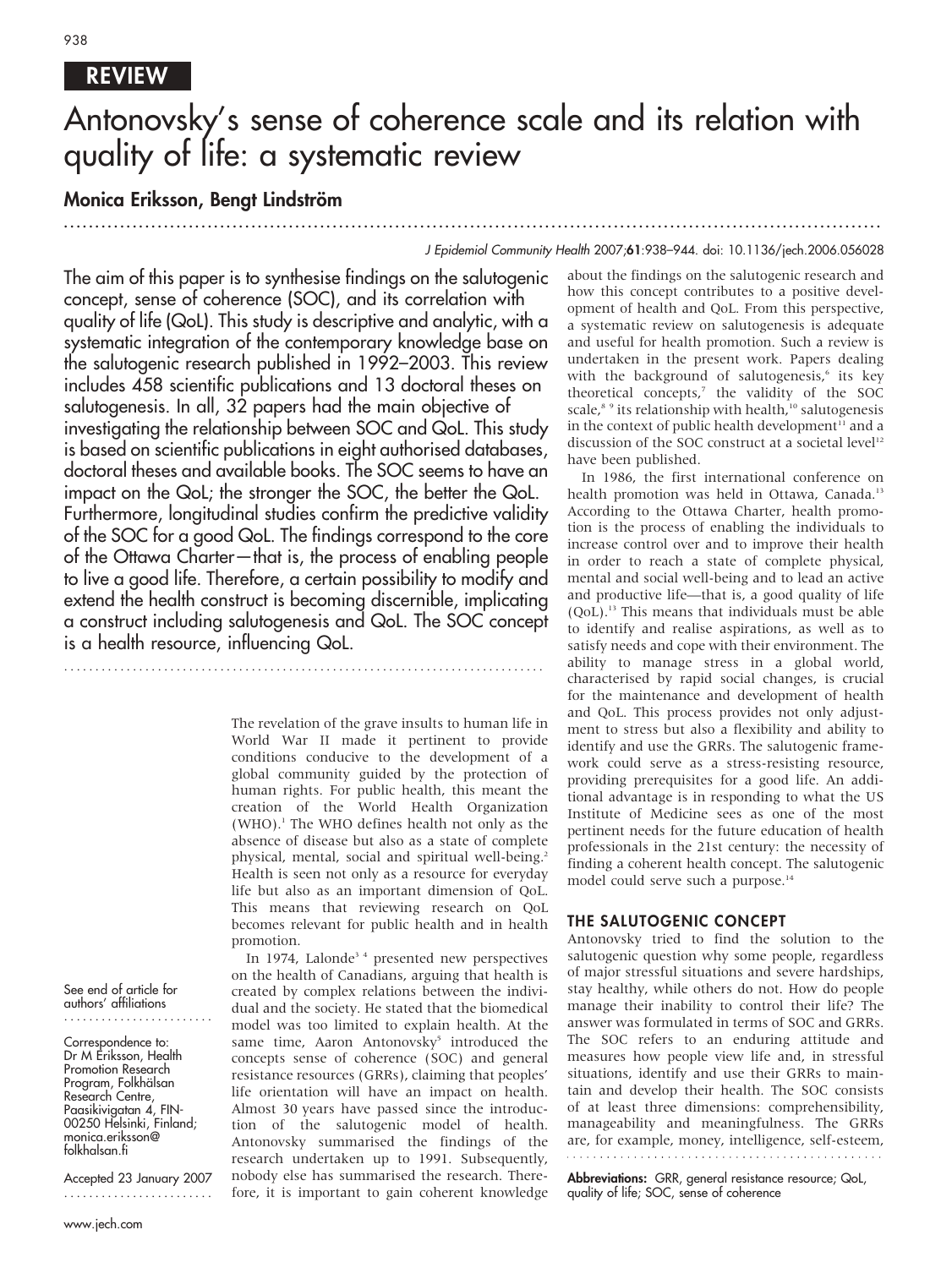REVIEW

# Antonovsky's sense of coherence scale and its relation with quality of life: a systematic review

**Monica Eriksson, Bengt Lindström**

J Epidemiol Community Health 2007;**61**:938–944. doi: 10.1136/jech.2006.056028

The aim of this paper is to synthesise findings on the salutogenic concept, sense of coherence (SOC), and its correlation with quality of life (QoL). This study is descriptive and analytic, with a systematic integration of the contemporary knowledge base on the salutogenic research published in 1992–2003. This review includes 458 scientific publications and 13 doctoral theses on salutogenesis. In all, 32 papers had the main objective of investigating the relationship between SOC and QoL. This study is based on scientific publications in eight authorised databases, doctoral theses and available books. The SOC seems to have an impact on the QoL; the stronger the SOC, the better the QoL. Furthermore, longitudinal studies confirm the predictive validity of the SOC for a good QoL. The findings correspond to the core of the Ottawa Charter—that is, the process of enabling people to live a good life. Therefore, a certain possibility to modify and extend the health construct is becoming discernible, implicating a construct including salutogenesis and QoL. The SOC concept is a health resource, influencing QoL.

See end of article for authors' affiliations

Correspondence to: Dr M Eriksson, Health Promotion Research Program, Folkhälsan Research Centre, Paasikivigatan 4, FIN-00250 Helsinki, Finland; monica.eriksson@folkhalsan.fi

Accepted 23 January 2007

The revelation of the grave insults to human life in World War II made it pertinent to provide conditions conducive to the development of a global community guided by the protection of human rights. For public health, this meant the creation of the World Health Organization (WHO).[1] The WHO defines health not only as the absence of disease but also as a state of complete physical, mental, social and spiritual well-being.[2] Health is seen not only as a resource for everyday life but also as an important dimension of QoL. This means that reviewing research on QoL becomes relevant for public health and in health promotion.

In 1974, Lalonde[3 4] presented new perspectives on the health of Canadians, arguing that health is created by complex relations between the individual and the society. He stated that the biomedical model was too limited to explain health. At the same time, Aaron Antonovsky[5] introduced the concepts sense of coherence (SOC) and general resistance resources (GRRs), claiming that peoples' life orientation will have an impact on health. Almost 30 years have passed since the introduction of the salutogenic model of health. Antonovsky summarised the findings of the research undertaken up to 1991. Subsequently, nobody else has summarised the research. Therefore, it is important to gain coherent knowledge about the findings on the salutogenic research and how this concept contributes to a positive development of health and QoL. From this perspective, a systematic review on salutogenesis is adequate and useful for health promotion. Such a review is undertaken in the present work. Papers dealing with the background of salutogenesis,[6] its key theoretical concepts,[7] the validity of the SOC scale,[8 9] its relationship with health,[10] salutogenesis in the context of public health development[11] and a discussion of the SOC construct at a societal level[12] have been published.

In 1986, the first international conference on health promotion was held in Ottawa, Canada.[13] According to the Ottawa Charter, health promotion is the process of enabling the individuals to increase control over and to improve their health in order to reach a state of complete physical, mental and social well-being and to lead an active and productive life—that is, a good quality of life (QoL).[13] This means that individuals must be able to identify and realise aspirations, as well as to satisfy needs and cope with their environment. The ability to manage stress in a global world, characterised by rapid social changes, is crucial for the maintenance and development of health and QoL. This process provides not only adjustment to stress but also a flexibility and ability to identify and use the GRRs. The salutogenic framework could serve as a stress-resisting resource, providing prerequisites for a good life. An additional advantage is in responding to what the US Institute of Medicine sees as one of the most pertinent needs for the future education of health professionals in the 21st century: the necessity of finding a coherent health concept. The salutogenic model could serve such a purpose.[14]

## THE SALUTOGENIC CONCEPT

Antonovsky tried to find the solution to the salutogenic question why some people, regardless of major stressful situations and severe hardships, stay healthy, while others do not. How do people manage their inability to control their life? The answer was formulated in terms of SOC and GRRs. The SOC refers to an enduring attitude and measures how people view life and, in stressful situations, identify and use their GRRs to maintain and develop their health. The SOC consists of at least three dimensions: comprehensibility, manageability and meaningfulness. The GRRs are, for example, money, intelligence, self-esteem,

**Abbreviations:** GRR, general resistance resource; QoL, quality of life; SOC, sense of coherence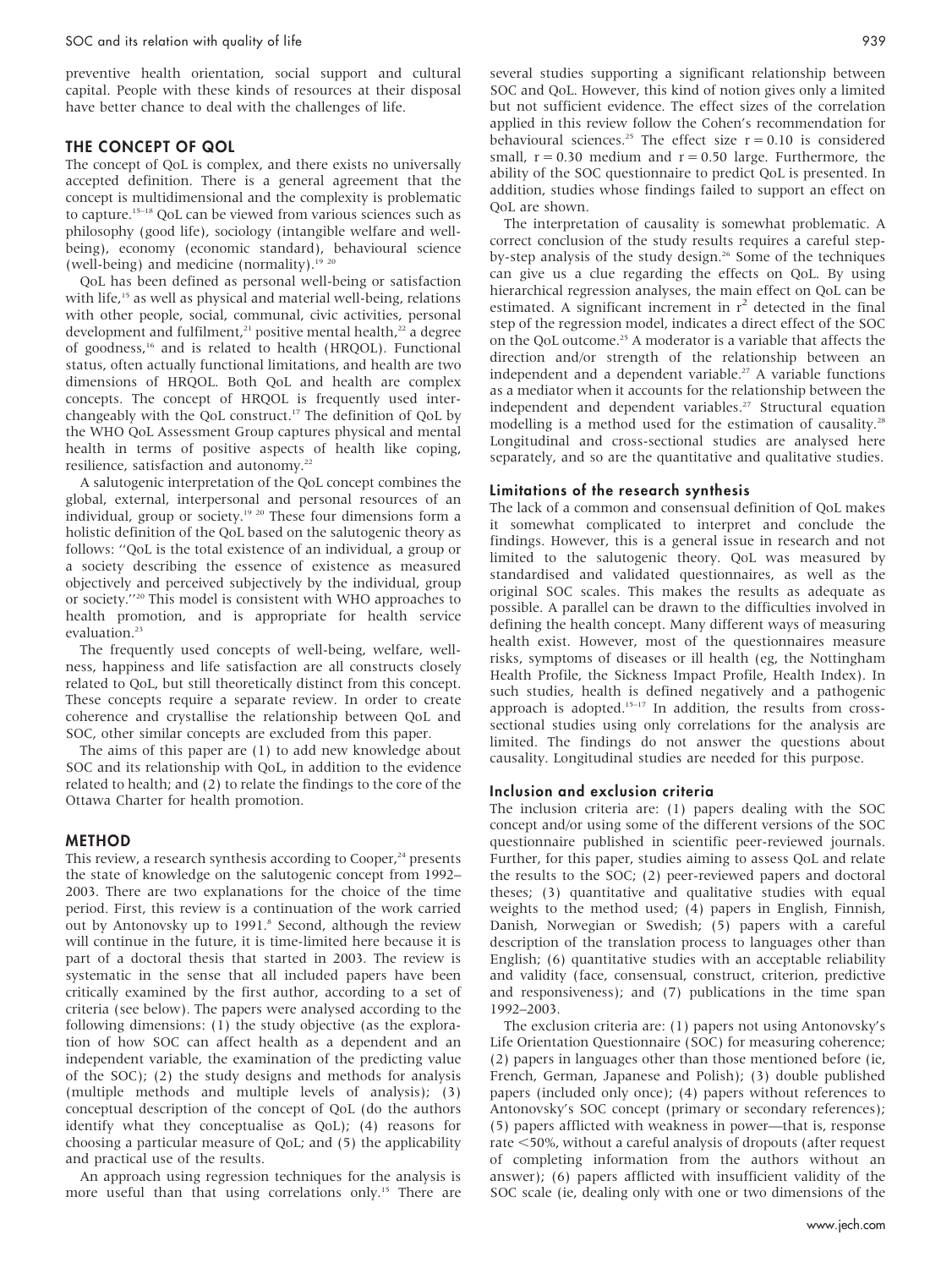preventive health orientation, social support and cultural capital. People with these kinds of resources at their disposal have better chance to deal with the challenges of life.

## THE CONCEPT OF QOL

The concept of QoL is complex, and there exists no universally accepted definition. There is a general agreement that the concept is multidimensional and the complexity is problematic to capture.[15–18] QoL can be viewed from various sciences such as philosophy (good life), sociology (intangible welfare and well-being), economy (economic standard), behavioural science (well-being) and medicine (normality).[19 20]

QoL has been defined as personal well-being or satisfaction with life,[15] as well as physical and material well-being, relations with other people, social, communal, civic activities, personal development and fulfilment,[21] positive mental health,[22] a degree of goodness,[16] and is related to health (HRQOL). Functional status, often actually functional limitations, and health are two dimensions of HRQOL. Both QoL and health are complex concepts. The concept of HRQOL is frequently used interchangeably with the QoL construct.[17] The definition of QoL by the WHO QoL Assessment Group captures physical and mental health in terms of positive aspects of health like coping, resilience, satisfaction and autonomy.[22]

A salutogenic interpretation of the QoL concept combines the global, external, interpersonal and personal resources of an individual, group or society.[19 20] These four dimensions form a holistic definition of the QoL based on the salutogenic theory as follows: "QoL is the total existence of an individual, a group or a society describing the essence of existence as measured objectively and perceived subjectively by the individual, group or society."[20] This model is consistent with WHO approaches to health promotion, and is appropriate for health service evaluation.[23]

The frequently used concepts of well-being, welfare, wellness, happiness and life satisfaction are all constructs closely related to QoL, but still theoretically distinct from this concept. These concepts require a separate review. In order to create coherence and crystallise the relationship between QoL and SOC, other similar concepts are excluded from this paper.

The aims of this paper are (1) to add new knowledge about SOC and its relationship with QoL, in addition to the evidence related to health; and (2) to relate the findings to the core of the Ottawa Charter for health promotion.

## METHOD

This review, a research synthesis according to Cooper,[24] presents the state of knowledge on the salutogenic concept from 1992–2003. There are two explanations for the choice of the time period. First, this review is a continuation of the work carried out by Antonovsky up to 1991.[8] Second, although the review will continue in the future, it is time-limited here because it is part of a doctoral thesis that started in 2003. The review is systematic in the sense that all included papers have been critically examined by the first author, according to a set of criteria (see below). The papers were analysed according to the following dimensions: (1) the study objective (as the exploration of how SOC can affect health as a dependent and an independent variable, the examination of the predicting value of the SOC); (2) the study designs and methods for analysis (multiple methods and multiple levels of analysis); (3) conceptual description of the concept of QoL (do the authors identify what they conceptualise as QoL); (4) reasons for choosing a particular measure of QoL; and (5) the applicability and practical use of the results.

An approach using regression techniques for the analysis is more useful than that using correlations only.[15] There are several studies supporting a significant relationship between SOC and QoL. However, this kind of notion gives only a limited but not sufficient evidence. The effect sizes of the correlation applied in this review follow the Cohen's recommendation for behavioural sciences.[25] The effect size $r = 0.10$ is considered small, $r = 0.30$ medium and $r = 0.50$ large. Furthermore, the ability of the SOC questionnaire to predict QoL is presented. In addition, studies whose findings failed to support an effect on QoL are shown.

The interpretation of causality is somewhat problematic. A correct conclusion of the study results requires a careful step-by-step analysis of the study design.[26] Some of the techniques can give us a clue regarding the effects on QoL. By using hierarchical regression analyses, the main effect on QoL can be estimated. A significant increment in $r^2$ detected in the final step of the regression model, indicates a direct effect of the SOC on the QoL outcome.[25] A moderator is a variable that affects the direction and/or strength of the relationship between an independent and a dependent variable.[27] A variable functions as a mediator when it accounts for the relationship between the independent and dependent variables.[27] Structural equation modelling is a method used for the estimation of causality.[28] Longitudinal and cross-sectional studies are analysed here separately, and so are the quantitative and qualitative studies.

### Limitations of the research synthesis

The lack of a common and consensual definition of QoL makes it somewhat complicated to interpret and conclude the findings. However, this is a general issue in research and not limited to the salutogenic theory. QoL was measured by standardised and validated questionnaires, as well as the original SOC scales. This makes the results as adequate as possible. A parallel can be drawn to the difficulties involved in defining the health concept. Many different ways of measuring health exist. However, most of the questionnaires measure risks, symptoms of diseases or ill health (eg, the Nottingham Health Profile, the Sickness Impact Profile, Health Index). In such studies, health is defined negatively and a pathogenic approach is adopted.[15–17] In addition, the results from cross-sectional studies using only correlations for the analysis are limited. The findings do not answer the questions about causality. Longitudinal studies are needed for this purpose.

### Inclusion and exclusion criteria

The inclusion criteria are: (1) papers dealing with the SOC concept and/or using some of the different versions of the SOC questionnaire published in scientific peer-reviewed journals. Further, for this paper, studies aiming to assess QoL and relate the results to the SOC; (2) peer-reviewed papers and doctoral theses; (3) quantitative and qualitative studies with equal weights to the method used; (4) papers in English, Finnish, Danish, Norwegian or Swedish; (5) papers with a careful description of the translation process to languages other than English; (6) quantitative studies with an acceptable reliability and validity (face, consensual, construct, criterion, predictive and responsiveness); and (7) publications in the time span 1992–2003.

The exclusion criteria are: (1) papers not using Antonovsky's Life Orientation Questionnaire (SOC) for measuring coherence; (2) papers in languages other than those mentioned before (ie, French, German, Japanese and Polish); (3) double published papers (included only once); (4) papers without references to Antonovsky's SOC concept (primary or secondary references); (5) papers afflicted with weakness in power—that is, response rate <50%, without a careful analysis of dropouts (after request of completing information from the authors without an answer); (6) papers afflicted with insufficient validity of the SOC scale (ie, dealing only with one or two dimensions of the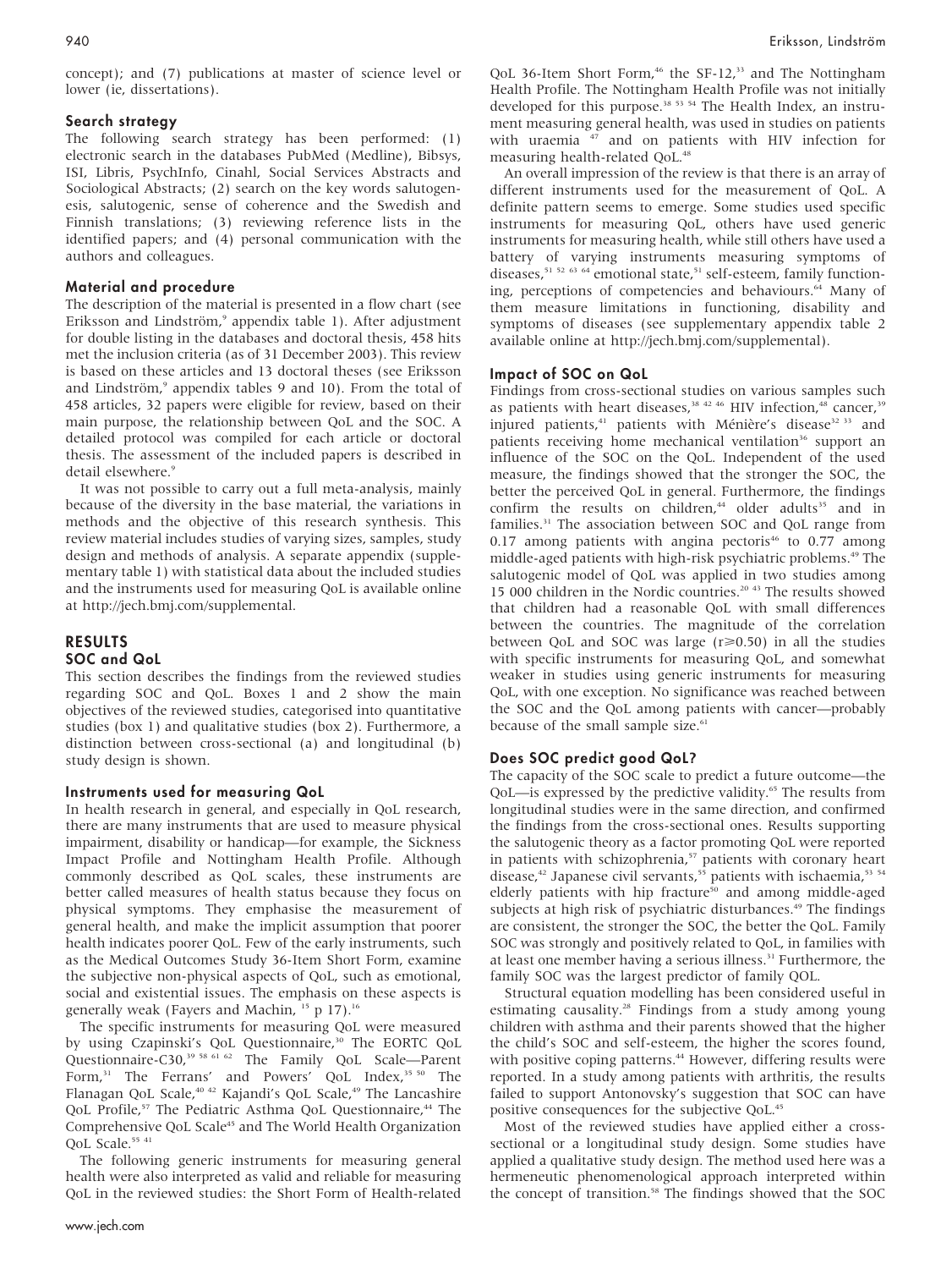concept); and (7) publications at master of science level or lower (ie, dissertations).

### Search strategy

The following search strategy has been performed: (1) electronic search in the databases PubMed (Medline), Bibsys, ISI, Libris, PsychInfo, Cinahl, Social Services Abstracts and Sociological Abstracts; (2) search on the key words salutogenesis, salutogenic, sense of coherence and the Swedish and Finnish translations; (3) reviewing reference lists in the identified papers; and (4) personal communication with the authors and colleagues.

### Material and procedure

The description of the material is presented in a flow chart (see Eriksson and Lindström,[9] appendix table 1). After adjustment for double listing in the databases and doctoral thesis, 458 hits met the inclusion criteria (as of 31 December 2003). This review is based on these articles and 13 doctoral theses (see Eriksson and Lindström,[9] appendix tables 9 and 10). From the total of 458 articles, 32 papers were eligible for review, based on their main purpose, the relationship between QoL and the SOC. A detailed protocol was compiled for each article or doctoral thesis. The assessment of the included papers is described in detail elsewhere.[9]

It was not possible to carry out a full meta-analysis, mainly because of the diversity in the base material, the variations in methods and the objective of this research synthesis. This review material includes studies of varying sizes, samples, study design and methods of analysis. A separate appendix (supplementary table 1) with statistical data about the included studies and the instruments used for measuring QoL is available online at http://jech.bmj.com/supplemental.

## RESULTS

### SOC and QoL

This section describes the findings from the reviewed studies regarding SOC and QoL. Boxes 1 and 2 show the main objectives of the reviewed studies, categorised into quantitative studies (box 1) and qualitative studies (box 2). Furthermore, a distinction between cross-sectional (a) and longitudinal (b) study design is shown.

### Instruments used for measuring QoL

In health research in general, and especially in QoL research, there are many instruments that are used to measure physical impairment, disability or handicap—for example, the Sickness Impact Profile and Nottingham Health Profile. Although commonly described as QoL scales, these instruments are better called measures of health status because they focus on physical symptoms. They emphasise the measurement of general health, and make the implicit assumption that poorer health indicates poorer QoL. Few of the early instruments, such as the Medical Outcomes Study 36-Item Short Form, examine the subjective non-physical aspects of QoL, such as emotional, social and existential issues. The emphasis on these aspects is generally weak (Fayers and Machin, [15] p 17).[16]

The specific instruments for measuring QoL were measured by using Czapinski's QoL Questionnaire,[30] The EORTC QoL Questionnaire-C30,[39 58 61 62] The Family QoL Scale—Parent Form,[31] The Ferrans' and Powers' QoL Index,[35 50] The Flanagan QoL Scale,[40 42] Kajandi's QoL Scale,[49] The Lancashire QoL Profile,[57] The Pediatric Asthma QoL Questionnaire,[44] The Comprehensive QoL Scale[45] and The World Health Organization QoL Scale.[55 41]

The following generic instruments for measuring general health were also interpreted as valid and reliable for measuring QoL in the reviewed studies: the Short Form of Health-related QoL 36-Item Short Form,[46] the SF-12,[33] and The Nottingham Health Profile. The Nottingham Health Profile was not initially developed for this purpose.[38 53 54] The Health Index, an instrument measuring general health, was used in studies on patients with uraemia [47] and on patients with HIV infection for measuring health-related QoL.[48]

An overall impression of the review is that there is an array of different instruments used for the measurement of QoL. A definite pattern seems to emerge. Some studies used specific instruments for measuring QoL, others have used generic instruments for measuring health, while still others have used a battery of varying instruments measuring symptoms of diseases,[51 52 63 64] emotional state,[51] self-esteem, family functioning, perceptions of competencies and behaviours.[64] Many of them measure limitations in functioning, disability and symptoms of diseases (see supplementary appendix table 2 available online at http://jech.bmj.com/supplemental).

### Impact of SOC on QoL

Findings from cross-sectional studies on various samples such as patients with heart diseases,[38 42 46] HIV infection,[48] cancer,[39] injured patients,[41] patients with Ménière's disease[32 33] and patients receiving home mechanical ventilation[36] support an influence of the SOC on the QoL. Independent of the used measure, the findings showed that the stronger the SOC, the better the perceived QoL in general. Furthermore, the findings confirm the results on children,[44] older adults[35] and in families.[31] The association between SOC and QoL range from 0.17 among patients with angina pectoris[46] to 0.77 among middle-aged patients with high-risk psychiatric problems.[49] The salutogenic model of QoL was applied in two studies among 15 000 children in the Nordic countries.[20 43] The results showed that children had a reasonable QoL with small differences between the countries. The magnitude of the correlation between QoL and SOC was large ($r \geqslant 0.50$) in all the studies with specific instruments for measuring QoL, and somewhat weaker in studies using generic instruments for measuring QoL, with one exception. No significance was reached between the SOC and the QoL among patients with cancer—probably because of the small sample size.[61]

### Does SOC predict good QoL?

The capacity of the SOC scale to predict a future outcome—the QoL—is expressed by the predictive validity.[65] The results from longitudinal studies were in the same direction, and confirmed the findings from the cross-sectional ones. Results supporting the salutogenic theory as a factor promoting QoL were reported in patients with schizophrenia,[57] patients with coronary heart disease,[42] Japanese civil servants,[55] patients with ischaemia,[53 54] elderly patients with hip fracture[50] and among middle-aged subjects at high risk of psychiatric disturbances.[49] The findings are consistent, the stronger the SOC, the better the QoL. Family SOC was strongly and positively related to QoL, in families with at least one member having a serious illness.[31] Furthermore, the family SOC was the largest predictor of family QOL.

Structural equation modelling has been considered useful in estimating causality.[28] Findings from a study among young children with asthma and their parents showed that the higher the child's SOC and self-esteem, the higher the scores found, with positive coping patterns.[44] However, differing results were reported. In a study among patients with arthritis, the results failed to support Antonovsky's suggestion that SOC can have positive consequences for the subjective QoL.[45]

Most of the reviewed studies have applied either a cross-sectional or a longitudinal study design. Some studies have applied a qualitative study design. The method used here was a hermeneutic phenomenological approach interpreted within the concept of transition.[58] The findings showed that the SOC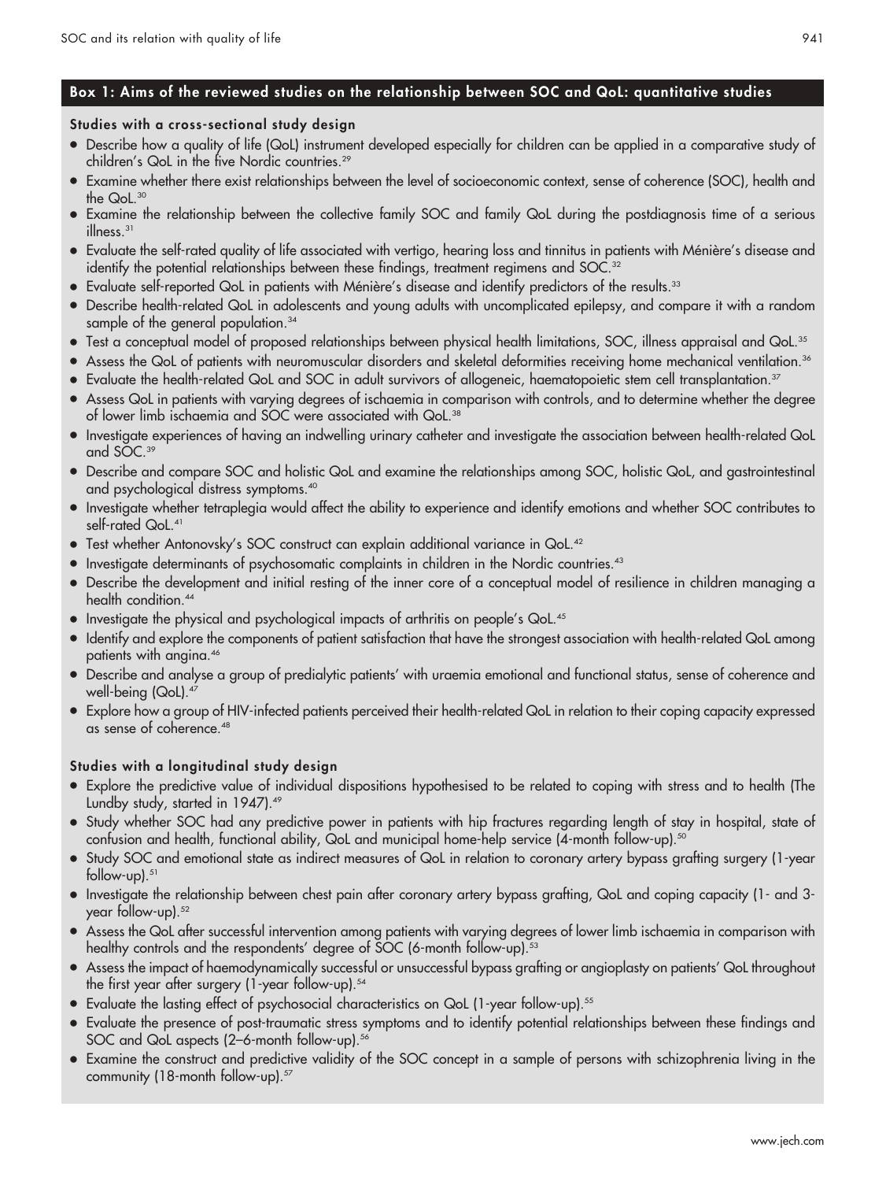## Box 1: Aims of the reviewed studies on the relationship between SOC and QoL: quantitative studies

### Studies with a cross-sectional study design

- Describe how a quality of life (QoL) instrument developed especially for children can be applied in a comparative study of children's QoL in the five Nordic countries.[29]
- Examine whether there exist relationships between the level of socioeconomic context, sense of coherence (SOC), health and the QoL.[30]
- Examine the relationship between the collective family SOC and family QoL during the postdiagnosis time of a serious illness.[31]
- Evaluate the self-rated quality of life associated with vertigo, hearing loss and tinnitus in patients with Ménière's disease and identify the potential relationships between these findings, treatment regimens and SOC.[32]
- Evaluate self-reported QoL in patients with Ménière's disease and identify predictors of the results.[33]
- Describe health-related QoL in adolescents and young adults with uncomplicated epilepsy, and compare it with a random sample of the general population.[34]
- Test a conceptual model of proposed relationships between physical health limitations, SOC, illness appraisal and QoL.[35]
- Assess the QoL of patients with neuromuscular disorders and skeletal deformities receiving home mechanical ventilation.[36]
- Evaluate the health-related QoL and SOC in adult survivors of allogeneic, haematopoietic stem cell transplantation.[37]
- Assess QoL in patients with varying degrees of ischaemia in comparison with controls, and to determine whether the degree of lower limb ischaemia and SOC were associated with QoL.[38]
- Investigate experiences of having an indwelling urinary catheter and investigate the association between health-related QoL and SOC.[39]
- Describe and compare SOC and holistic QoL and examine the relationships among SOC, holistic QoL, and gastrointestinal and psychological distress symptoms.[40]
- Investigate whether tetraplegia would affect the ability to experience and identify emotions and whether SOC contributes to self-rated QoL.[41]
- Test whether Antonovsky's SOC construct can explain additional variance in QoL.[42]
- Investigate determinants of psychosomatic complaints in children in the Nordic countries.[43]
- Describe the development and initial resting of the inner core of a conceptual model of resilience in children managing a health condition.[44]
- Investigate the physical and psychological impacts of arthritis on people's QoL.[45]
- Identify and explore the components of patient satisfaction that have the strongest association with health-related QoL among patients with angina.[46]
- Describe and analyse a group of predialytic patients' with uraemia emotional and functional status, sense of coherence and well-being (QoL).[47]
- Explore how a group of HIV-infected patients perceived their health-related QoL in relation to their coping capacity expressed as sense of coherence.[48]

### Studies with a longitudinal study design

- Explore the predictive value of individual dispositions hypothesised to be related to coping with stress and to health (The Lundby study, started in 1947).[49]
- Study whether SOC had any predictive power in patients with hip fractures regarding length of stay in hospital, state of confusion and health, functional ability, QoL and municipal home-help service (4-month follow-up).[50]
- Study SOC and emotional state as indirect measures of QoL in relation to coronary artery bypass grafting surgery (1-year follow-up).[51]
- Investigate the relationship between chest pain after coronary artery bypass grafting, QoL and coping capacity (1- and 3-year follow-up).[52]
- Assess the QoL after successful intervention among patients with varying degrees of lower limb ischaemia in comparison with healthy controls and the respondents' degree of SOC (6-month follow-up).[53]
- Assess the impact of haemodynamically successful or unsuccessful bypass grafting or angioplasty on patients' QoL throughout the first year after surgery (1-year follow-up).[54]
- Evaluate the lasting effect of psychosocial characteristics on QoL (1-year follow-up).[55]
- Evaluate the presence of post-traumatic stress symptoms and to identify potential relationships between these findings and SOC and QoL aspects (2–6-month follow-up).[56]
- Examine the construct and predictive validity of the SOC concept in a sample of persons with schizophrenia living in the community (18-month follow-up).[57]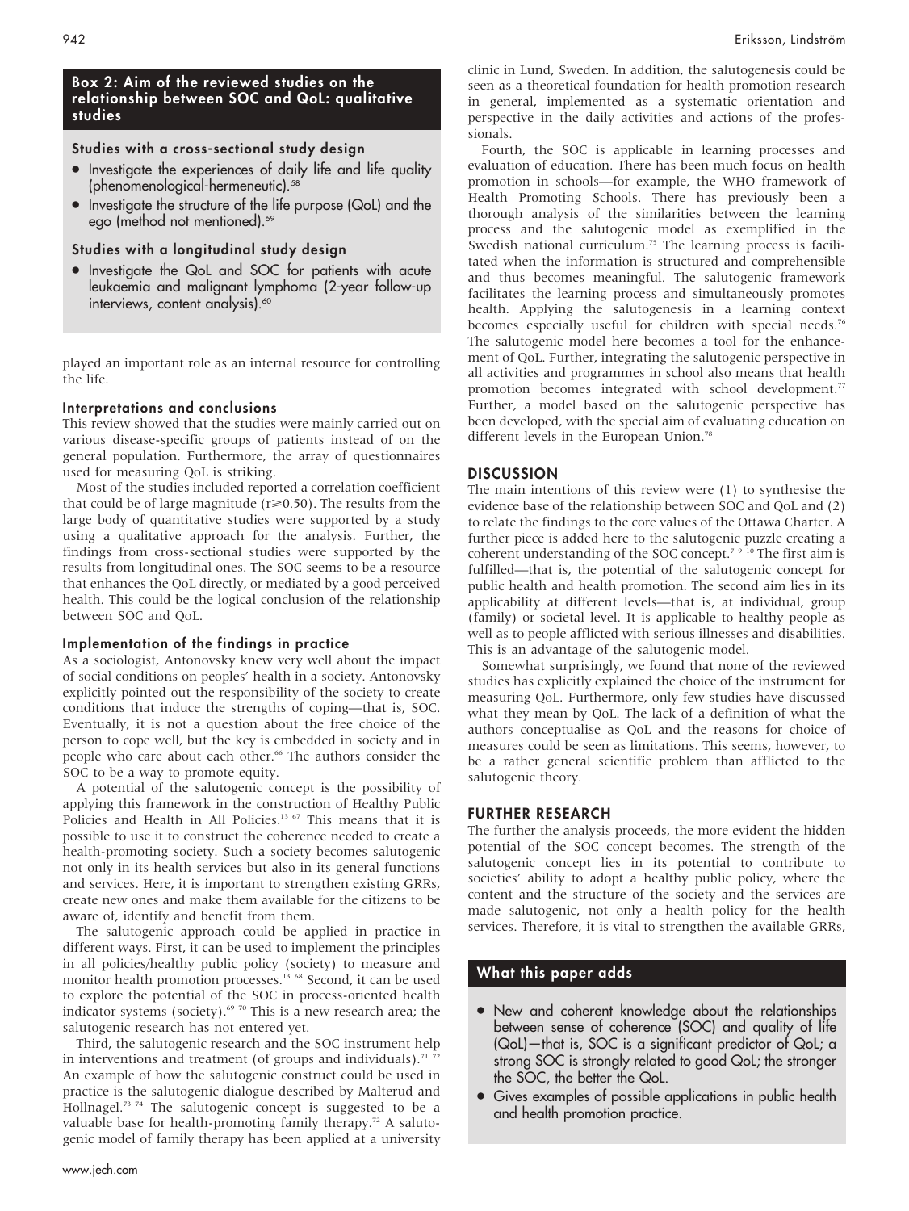### Box 2: Aim of the reviewed studies on the relationship between SOC and QoL: qualitative studies

#### Studies with a cross-sectional study design

- Investigate the experiences of daily life and life quality (phenomenological-hermeneutic).[58]
- Investigate the structure of the life purpose (QoL) and the ego (method not mentioned).[59]

#### Studies with a longitudinal study design

- Investigate the QoL and SOC for patients with acute leukaemia and malignant lymphoma (2-year follow-up interviews, content analysis).[60]

played an important role as an internal resource for controlling the life.

### Interpretations and conclusions

This review showed that the studies were mainly carried out on various disease-specific groups of patients instead of on the general population. Furthermore, the array of questionnaires used for measuring QoL is striking.

Most of the studies included reported a correlation coefficient that could be of large magnitude ($r \geqslant 0.50$). The results from the large body of quantitative studies were supported by a study using a qualitative approach for the analysis. Further, the findings from cross-sectional studies were supported by the results from longitudinal ones. The SOC seems to be a resource that enhances the QoL directly, or mediated by a good perceived health. This could be the logical conclusion of the relationship between SOC and QoL.

### Implementation of the findings in practice

As a sociologist, Antonovsky knew very well about the impact of social conditions on peoples' health in a society. Antonovsky explicitly pointed out the responsibility of the society to create conditions that induce the strengths of coping—that is, SOC. Eventually, it is not a question about the free choice of the person to cope well, but the key is embedded in society and in people who care about each other.[66] The authors consider the SOC to be a way to promote equity.

A potential of the salutogenic concept is the possibility of applying this framework in the construction of Healthy Public Policies and Health in All Policies.[13 67] This means that it is possible to use it to construct the coherence needed to create a health-promoting society. Such a society becomes salutogenic not only in its health services but also in its general functions and services. Here, it is important to strengthen existing GRRs, create new ones and make them available for the citizens to be aware of, identify and benefit from them.

The salutogenic approach could be applied in practice in different ways. First, it can be used to implement the principles in all policies/healthy public policy (society) to measure and monitor health promotion processes.[13 68] Second, it can be used to explore the potential of the SOC in process-oriented health indicator systems (society).[69 70] This is a new research area; the salutogenic research has not entered yet.

Third, the salutogenic research and the SOC instrument help in interventions and treatment (of groups and individuals).[71 72] An example of how the salutogenic construct could be used in practice is the salutogenic dialogue described by Malterud and Hollnagel.[73 74] The salutogenic concept is suggested to be a valuable base for health-promoting family therapy.[72] A salutogenic model of family therapy has been applied at a university clinic in Lund, Sweden. In addition, the salutogenesis could be seen as a theoretical foundation for health promotion research in general, implemented as a systematic orientation and perspective in the daily activities and actions of the professionals.

Fourth, the SOC is applicable in learning processes and evaluation of education. There has been much focus on health promotion in schools—for example, the WHO framework of Health Promoting Schools. There has previously been a thorough analysis of the similarities between the learning process and the salutogenic model as exemplified in the Swedish national curriculum.[75] The learning process is facilitated when the information is structured and comprehensible and thus becomes meaningful. The salutogenic framework facilitates the learning process and simultaneously promotes health. Applying the salutogenesis in a learning context becomes especially useful for children with special needs.[76] The salutogenic model here becomes a tool for the enhancement of QoL. Further, integrating the salutogenic perspective in all activities and programmes in school also means that health promotion becomes integrated with school development.[77] Further, a model based on the salutogenic perspective has been developed, with the special aim of evaluating education on different levels in the European Union.[78]

## DISCUSSION

The main intentions of this review were (1) to synthesise the evidence base of the relationship between SOC and QoL and (2) to relate the findings to the core values of the Ottawa Charter. A further piece is added here to the salutogenic puzzle creating a coherent understanding of the SOC concept.[7 9 10] The first aim is fulfilled—that is, the potential of the salutogenic concept for public health and health promotion. The second aim lies in its applicability at different levels—that is, at individual, group (family) or societal level. It is applicable to healthy people as well as to people afflicted with serious illnesses and disabilities. This is an advantage of the salutogenic model.

Somewhat surprisingly, we found that none of the reviewed studies has explicitly explained the choice of the instrument for measuring QoL. Furthermore, only few studies have discussed what they mean by QoL. The lack of a definition of what the authors conceptualise as QoL and the reasons for choice of measures could be seen as limitations. This seems, however, to be a rather general scientific problem than afflicted to the salutogenic theory.

## FURTHER RESEARCH

The further the analysis proceeds, the more evident the hidden potential of the SOC concept becomes. The strength of the salutogenic concept lies in its potential to contribute to societies' ability to adopt a healthy public policy, where the content and the structure of the society and the services are made salutogenic, not only a health policy for the health services. Therefore, it is vital to strengthen the available GRRs,

### What this paper adds

- New and coherent knowledge about the relationships between sense of coherence (SOC) and quality of life (QoL)—that is, SOC is a significant predictor of QoL; a strong SOC is strongly related to good QoL; the stronger the SOC, the better the QoL.
- Gives examples of possible applications in public health and health promotion practice.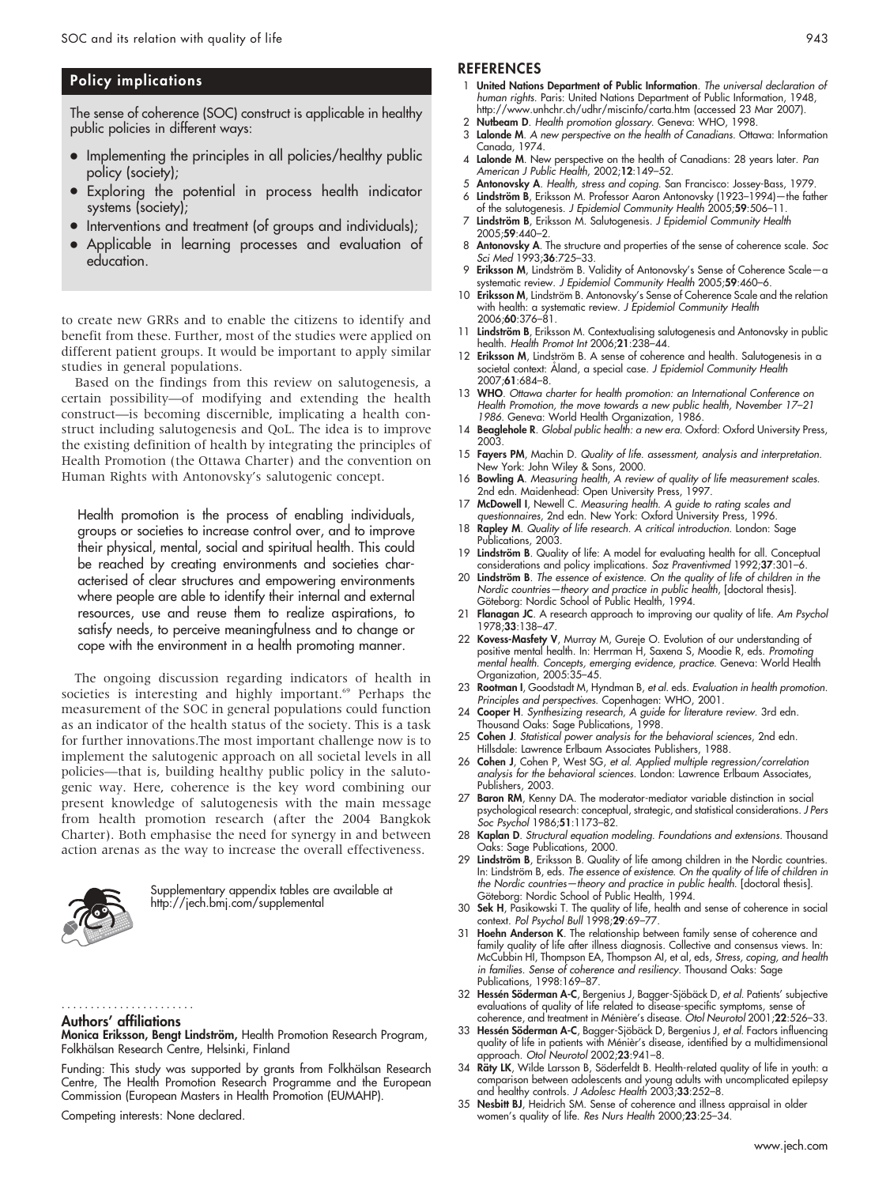## Policy implications

The sense of coherence (SOC) construct is applicable in healthy public policies in different ways:

- Implementing the principles in all policies/healthy public policy (society);
- Exploring the potential in process health indicator systems (society);
- Interventions and treatment (of groups and individuals);
- Applicable in learning processes and evaluation of education.

to create new GRRs and to enable the citizens to identify and benefit from these. Further, most of the studies were applied on different patient groups. It would be important to apply similar studies in general populations.

Based on the findings from this review on salutogenesis, a certain possibility—of modifying and extending the health construct—is becoming discernible, implicating a health construct including salutogenesis and QoL. The idea is to improve the existing definition of health by integrating the principles of Health Promotion (the Ottawa Charter) and the convention on Human Rights with Antonovsky's salutogenic concept.

> Health promotion is the process of enabling individuals, groups or societies to increase control over, and to improve their physical, mental, social and spiritual health. This could be reached by creating environments and societies characterised of clear structures and empowering environments where people are able to identify their internal and external resources, use and reuse them to realize aspirations, to satisfy needs, to perceive meaningfulness and to change or cope with the environment in a health promoting manner.

The ongoing discussion regarding indicators of health in societies is interesting and highly important.[69] Perhaps the measurement of the SOC in general populations could function as an indicator of the health status of the society. This is a task for further innovations.The most important challenge now is to implement the salutogenic approach on all societal levels in all policies—that is, building healthy public policy in the salutogenic way. Here, coherence is the key word combining our present knowledge of salutogenesis with the main message from health promotion research (after the 2004 Bangkok Charter). Both emphasise the need for synergy in and between action arenas as the way to increase the overall effectiveness.

Supplementary appendix tables are available at http://jech.bmj.com/supplemental

### Authors' affiliations

**Monica Eriksson, Bengt Lindström,** Health Promotion Research Program, Folkhälsan Research Centre, Helsinki, Finland

Funding: This study was supported by grants from Folkhälsan Research Centre, The Health Promotion Research Programme and the European Commission (European Masters in Health Promotion (EUMAHP).

Competing interests: None declared.

## REFERENCES

1. **United Nations Department of Public Information**. *The universal declaration of human rights.* Paris: United Nations Department of Public Information, 1948, http://www.unhchr.ch/udhr/miscinfo/carta.htm (accessed 23 Mar 2007).
2. **Nutbeam D**. *Health promotion glossary.* Geneva: WHO, 1998.
3. **Lalonde M**. *A new perspective on the health of Canadians.* Ottawa: Information Canada, 1974.
4. **Lalonde M**. New perspective on the health of Canadians: 28 years later. *Pan American J Public Health*, 2002;**12**:149–52.
5. **Antonovsky A**. *Health, stress and coping.* San Francisco: Jossey-Bass, 1979.
6. **Lindström B**, Eriksson M. Professor Aaron Antonovsky (1923–1994)—the father of the salutogenesis. *J Epidemiol Community Health* 2005;**59**:506–11.
7. **Lindström B**, Eriksson M. Salutogenesis. *J Epidemiol Community Health* 2005;**59**:440–2.
8. **Antonovsky A**. The structure and properties of the sense of coherence scale. *Soc Sci Med* 1993;**36**:725–33.
9. **Eriksson M**, Lindström B. Validity of Antonovsky's Sense of Coherence Scale—a systematic review. *J Epidemiol Community Health* 2005;**59**:460–6.
10. **Eriksson M**, Lindström B. Antonovsky's Sense of Coherence Scale and the relation with health: a systematic review. *J Epidemiol Community Health* 2006;**60**:376–81.
11. **Lindström B**, Eriksson M. Contextualising salutogenesis and Antonovsky in public health. *Health Promot Int* 2006;**21**:238–44.
12. **Eriksson M**, Lindström B. A sense of coherence and health. Salutogenesis in a societal context: Åland, a special case. *J Epidemiol Community Health* 2007;**61**:684–8.
13. **WHO**. *Ottawa charter for health promotion: an International Conference on Health Promotion, the move towards a new public health, November 17–21 1986.* Geneva: World Health Organization, 1986.
14. **Beaglehole R**. *Global public health: a new era.* Oxford: Oxford University Press, 2003.
15. **Fayers PM**, Machin D. *Quality of life. assessment, analysis and interpretation.* New York: John Wiley & Sons, 2000.
16. **Bowling A**. *Measuring health, A review of quality of life measurement scales.* 2nd edn. Maidenhead: Open University Press, 1997.
17. **McDowell I**, Newell C. *Measuring health. A guide to rating scales and questionnaires*, 2nd edn. New York: Oxford University Press, 1996.
18. **Rapley M**. *Quality of life research. A critical introduction.* London: Sage Publications, 2003.
19. **Lindström B**. Quality of life: A model for evaluating health for all. Conceptual considerations and policy implications. *Soz Praventivmed* 1992;**37**:301–6.
20. **Lindström B**. *The essence of existence. On the quality of life of children in the Nordic countries—theory and practice in public health*, [doctoral thesis]. Göteborg: Nordic School of Public Health, 1994.
21. **Flanagan JC**. A research approach to improving our quality of life. *Am Psychol* 1978;**33**:138–47.
22. **Kovess-Masfety V**, Murray M, Gureje O. Evolution of our understanding of positive mental health. In: Herrman H, Saxena S, Moodie R, eds. *Promoting mental health. Concepts, emerging evidence, practice.* Geneva: World Health Organization, 2005:35–45.
23. **Rootman I**, Goodstadt M, Hyndman B, *et al*. eds. *Evaluation in health promotion. Principles and perspectives.* Copenhagen: WHO, 2001.
24. **Cooper H**. *Synthesizing research, A guide for literature review.* 3rd edn. Thousand Oaks: Sage Publications, 1998.
25. **Cohen J**. *Statistical power analysis for the behavioral sciences*, 2nd edn. Hillsdale: Lawrence Erlbaum Associates Publishers, 1988.
26. **Cohen J**, Cohen P, West SG, *et al*. *Applied multiple regression/correlation analysis for the behavioral sciences.* London: Lawrence Erlbaum Associates, Publishers, 2003.
27. **Baron RM**, Kenny DA. The moderator-mediator variable distinction in social psychological research: conceptual, strategic, and statistical considerations. *J Pers Soc Psychol* 1986;**51**:1173–82.
28. **Kaplan D**. *Structural equation modeling. Foundations and extensions.* Thousand Oaks: Sage Publications, 2000.
29. **Lindström B**, Eriksson B. Quality of life among children in the Nordic countries. In: Lindström B, eds. *The essence of existence. On the quality of life of children in the Nordic countries—theory and practice in public health.* [doctoral thesis]. Göteborg: Nordic School of Public Health, 1994.
30. **Sek H**, Pasikowski T. The quality of life, health and sense of coherence in social context. *Pol Psychol Bull* 1998;**29**:69–77.
31. **Hoehn Anderson K**. The relationship between family sense of coherence and family quality of life after illness diagnosis. Collective and consensus views. In: McCubbin HI, Thompson EA, Thompson AI, et al, eds, *Stress, coping, and health in families. Sense of coherence and resiliency.* Thousand Oaks: Sage Publications, 1998:169–87.
32. **Hessén Söderman A-C**, Bergenius J, Bagger-Sjöbäck D, *et al*. Patients' subjective evaluations of quality of life related to disease-specific symptoms, sense of coherence, and treatment in Ménière's disease. *Otol Neurotol* 2001;**22**:526–33.
33. **Hessén Söderman A-C**, Bagger-Sjöbäck D, Bergenius J, *et al*. Factors influencing quality of life in patients with Méniѐr's disease, identified by a multidimensional approach. *Otol Neurotol* 2002;**23**:941–8.
34. **Räty LK**, Wilde Larsson B, Söderfeldt B. Health-related quality of life in youth: a comparison between adolescents and young adults with uncomplicated epilepsy and healthy controls. *J Adolesc Health* 2003;**33**:252–8.
35. **Nesbitt BJ**, Heidrich SM. Sense of coherence and illness appraisal in older women's quality of life. *Res Nurs Health* 2000;**23**:25–34.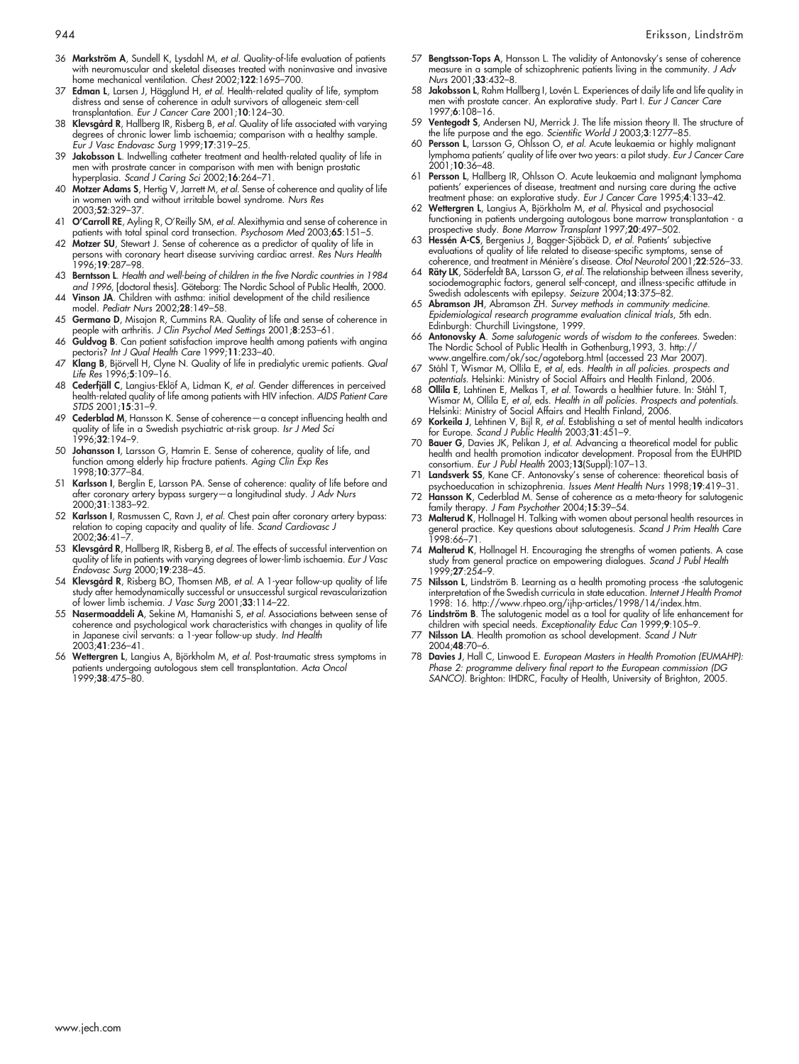36 **Markström A**, Sundell K, Lysdahl M, *et al*. Quality-of-life evaluation of patients with neuromuscular and skeletal diseases treated with noninvasive and invasive home mechanical ventilation. *Chest* 2002;**122**:1695–700.

37 **Edman L**, Larsen J, Hägglund H, *et al*. Health-related quality of life, symptom distress and sense of coherence in adult survivors of allogeneic stem-cell transplantation. *Eur J Cancer Care* 2001;**10**:124–30.

38 **Klevsgård R**, Hallberg IR, Risberg B, *et al*. Quality of life associated with varying degrees of chronic lower limb ischaemia; comparison with a healthy sample. *Eur J Vasc Endovasc Surg* 1999;**17**:319–25.

39 **Jakobsson L**. Indwelling catheter treatment and health-related quality of life in men with prostate cancer in comparison with men with benign prostatic hyperplasia. *Scand J Caring Sci* 2002;**16**:264–71.

40 **Motzer Adams S**, Hertig V, Jarrett M, *et al*. Sense of coherence and quality of life in women with and without irritable bowel syndrome. *Nurs Res* 2003;**52**:329–37.

41 **O'Carroll RE**, Ayling R, O'Reilly SM, *et al*. Alexithymia and sense of coherence in patients with total spinal cord transection. *Psychosom Med* 2003;**65**:151–5.

42 **Motzer SU**, Stewart J. Sense of coherence as a predictor of quality of life in persons with coronary heart disease surviving cardiac arrest. *Res Nurs Health* 1996;**19**:287–98.

43 **Berntsson L**. *Health and well-being of children in the five Nordic countries in 1984 and 1996*, [doctoral thesis]. Göteborg: The Nordic School of Public Health, 2000.

44 **Vinson JA**. Children with asthma: initial development of the child resilience model. *Pediatr Nurs* 2002;**28**:149–58.

45 **Germano D**, Misajon R, Cummins RA. Quality of life and sense of coherence in people with arthritis. *J Clin Psychol Med Settings* 2001;**8**:253–61.

46 **Guldvog B**. Can patient satisfaction improve health among patients with angina pectoris? *Int J Qual Health Care* 1999;**11**:233–40.

47 **Klang B**, Björvell H, Clyne N. Quality of life in predialytic uremic patients. *Qual Life Res* 1996;**5**:109–16.

48 **Cederfjäll C**, Langius-Eklöf A, Lidman K, *et al*. Gender differences in perceived health-related quality of life among patients with HIV infection. *AIDS Patient Care STDS* 2001;**15**:31–9.

49 **Cederblad M**, Hansson K. Sense of coherence—a concept influencing health and quality of life in a Swedish psychiatric at-risk group. *Isr J Med Sci* 1996;**32**:194–9.

50 **Johansson I**, Larsson G, Hamrin E. Sense of coherence, quality of life, and function among elderly hip fracture patients. *Aging Clin Exp Res* 1998;**10**:377–84.

51 **Karlsson I**, Berglin E, Larsson PA. Sense of coherence: quality of life before and after coronary artery bypass surgery—a longitudinal study. *J Adv Nurs* 2000;**31**:1383–92.

52 **Karlsson I**, Rasmussen C, Ravn J, *et al*. Chest pain after coronary artery bypass: relation to coping capacity and quality of life. *Scand Cardiovasc J* 2002;**36**:41–7.

53 **Klevsgård R**, Hallberg IR, Risberg B, *et al*. The effects of successful intervention on quality of life in patients with varying degrees of lower-limb ischaemia. *Eur J Vasc Endovasc Surg* 2000;**19**:238–45.

54 **Klevsgård R**, Risberg BO, Thomsen MB, *et al*. A 1-year follow-up quality of life study after hemodynamically successful or unsuccessful surgical revascularization of lower limb ischemia. *J Vasc Surg* 2001;**33**:114–22.

55 **Nasermoaddeli A**, Sekine M, Hamanishi S, *et al*. Associations between sense of coherence and psychological work characteristics with changes in quality of life in Japanese civil servants: a 1-year follow-up study. *Ind Health* 2003;**41**:236–41.

56 **Wettergren L**, Langius A, Björkholm M, *et al*. Post-traumatic stress symptoms in patients undergoing autologous stem cell transplantation. *Acta Oncol* 1999;**38**:475–80.

57 **Bengtsson-Tops A**, Hansson L. The validity of Antonovsky's sense of coherence measure in a sample of schizophrenic patients living in the community. *J Adv Nurs* 2001;**33**:432–8.

58 **Jakobsson L**, Rahm Hallberg I, Lovén L. Experiences of daily life and life quality in men with prostate cancer. An explorative study. Part I. *Eur J Cancer Care* 1997;**6**:108–16.

59 **Ventegodt S**, Andersen NJ, Merrick J. The life mission theory II. The structure of the life purpose and the ego. *Scientific World J* 2003;**3**:1277–85.

60 **Persson L**, Larsson G, Ohlsson O, *et al*. Acute leukaemia or highly malignant lymphoma patients' quality of life over two years: a pilot study. *Eur J Cancer Care* 2001;**10**:36–48.

61 **Persson L**, Hallberg IR, Ohlsson O. Acute leukaemia and malignant lymphoma patients' experiences of disease, treatment and nursing care during the active treatment phase: an explorative study. *Eur J Cancer Care* 1995;**4**:133–42.

62 **Wettergren L**, Langius A, Björkholm M, *et al*. Physical and psychosocial functioning in patients undergoing autologous bone marrow transplantation - a prospective study. *Bone Marrow Transplant* 1997;**20**:497–502.

63 **Hessén A-CS**, Bergenius J, Bagger-Sjöbäck D, *et al*. Patients' subjective evaluations of quality of life related to disease-specific symptoms, sense of coherence, and treatment in Ménière's disease. *Otol Neurotol* 2001;**22**:526–33.

64 **Räty LK**, Söderfeldt BA, Larsson G, *et al*. The relationship between illness severity, sociodemographic factors, general self-concept, and illness-specific attitude in Swedish adolescents with epilepsy. *Seizure* 2004;**13**:375–82.

65 **Abramson JH**, Abramson ZH. *Survey methods in community medicine. Epidemiological research programme evaluation clinical trials*, 5th edn. Edinburgh: Churchill Livingstone, 1999.

66 **Antonovsky A**. *Some salutogenic words of wisdom to the conferees*. Sweden: The Nordic School of Public Health in Gothenburg,1993, 3. http://www.angelfire.com/ok/soc/agoteborg.html (accessed 23 Mar 2007).

67 Ståhl T, Wismar M, Ollila E, *et al*, eds. *Health in all policies. prospects and potentials*. Helsinki: Ministry of Social Affairs and Health Finland, 2006.

68 **Ollila E**, Lahtinen E, Melkas T, *et al*. Towards a healthier future. In: Ståhl T, Wismar M, Ollila E, *et al*, eds. *Health in all policies. Prospects and potentials*. Helsinki: Ministry of Social Affairs and Health Finland, 2006.

69 **Korkeila J**, Lehtinen V, Bijl R, *et al*. Establishing a set of mental health indicators for Europe. *Scand J Public Health* 2003;**31**:451–9.

70 **Bauer G**, Davies JK, Pelikan J, *et al*. Advancing a theoretical model for public health and health promotion indicator development. Proposal from the EUHPID consortium. *Eur J Publ Health* 2003;**13**(Suppl):107–13.

71 **Landsverk SS**, Kane CF. Antonovsky's sense of coherence: theoretical basis of psychoeducation in schizophrenia. *Issues Ment Health Nurs* 1998;**19**:419–31.

72 **Hansson K**, Cederblad M. Sense of coherence as a meta-theory for salutogenic family therapy. *J Fam Psychother* 2004;**15**:39–54.

73 **Malterud K**, Hollnagel H. Talking with women about personal health resources in general practice. Key questions about salutogenesis. *Scand J Prim Health Care* 1998:66–71.

74 **Malterud K**, Hollnagel H. Encouraging the strengths of women patients. A case study from general practice on empowering dialogues. *Scand J Publ Health* 1999;**27**:254–9.

75 **Nilsson L**, Lindström B. Learning as a health promoting process -the salutogenic interpretation of the Swedish curricula in state education. *Internet J Health Promot* 1998: 16. http://www.rhpeo.org/ijhp-articles/1998/14/index.htm.

76 **Lindström B**. The salutogenic model as a tool for quality of life enhancement for children with special needs. *Exceptionality Educ Can* 1999;**9**:105–9.

77 **Nilsson LA**. Health promotion as school development. *Scand J Nutr* 2004;**48**:70–6.

78 **Davies J**, Hall C, Linwood E. *European Masters in Health Promotion (EUMAHP): Phase 2: programme delivery final report to the European commission (DG SANCO)*. Brighton: IHDRC, Faculty of Health, University of Brighton, 2005.